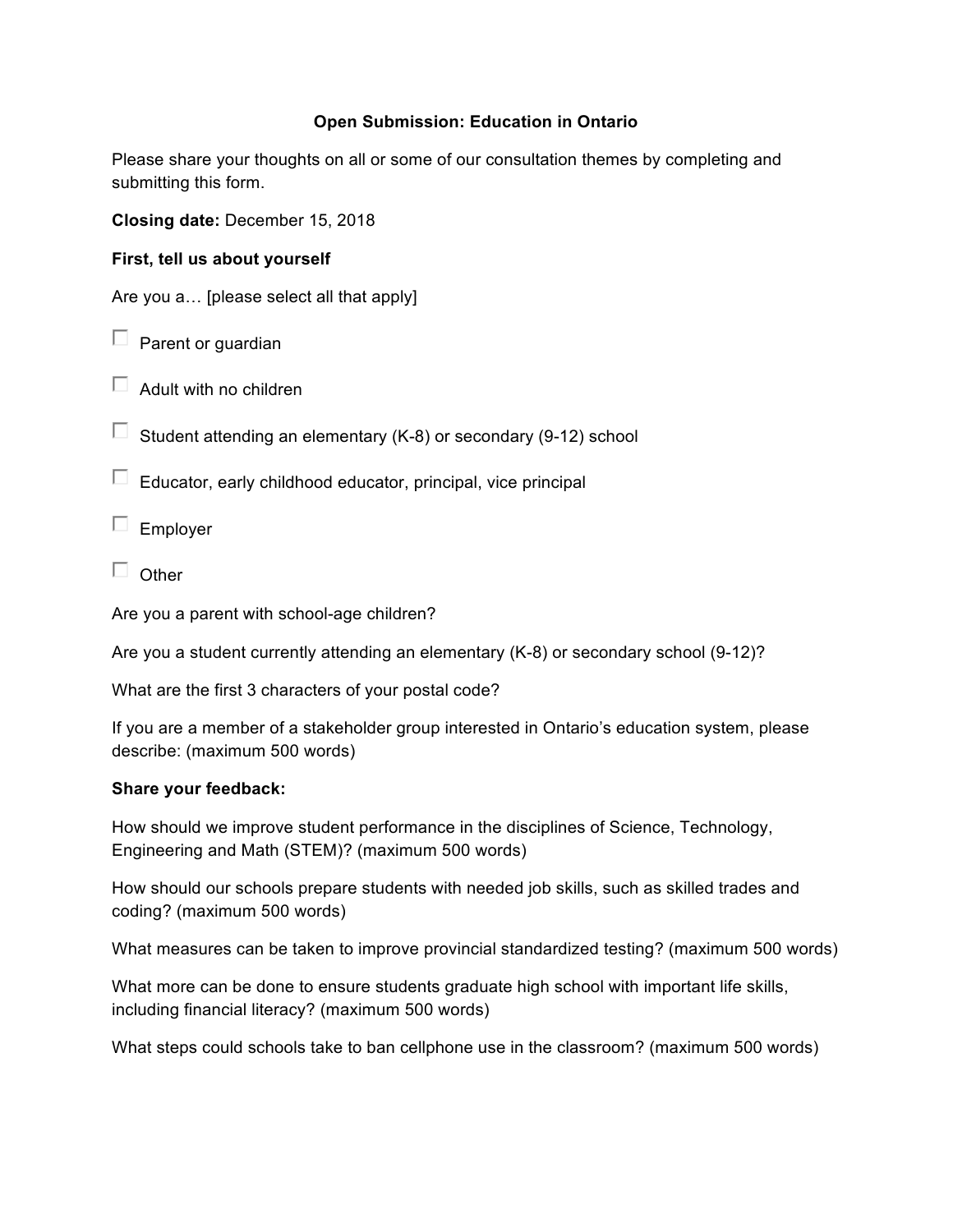# Open Submission: Education in Ontario

Please share your thoughts on all or some of our consultation themes by completing and submitting this form.

**Closing date:** December 15, 2018

**First, tell us about yourself**

Are you a… [please select all that apply]

- [ ] Parent or guardian
- [ ] Adult with no children
- [ ] Student attending an elementary (K-8) or secondary (9-12) school
- [ ] Educator, early childhood educator, principal, vice principal
- [ ] Employer
- [ ] Other

Are you a parent with school-age children?

Are you a student currently attending an elementary (K-8) or secondary school (9-12)?

What are the first 3 characters of your postal code?

If you are a member of a stakeholder group interested in Ontario's education system, please describe: (maximum 500 words)

**Share your feedback:**

How should we improve student performance in the disciplines of Science, Technology, Engineering and Math (STEM)? (maximum 500 words)

How should our schools prepare students with needed job skills, such as skilled trades and coding? (maximum 500 words)

What measures can be taken to improve provincial standardized testing? (maximum 500 words)

What more can be done to ensure students graduate high school with important life skills, including financial literacy? (maximum 500 words)

What steps could schools take to ban cellphone use in the classroom? (maximum 500 words)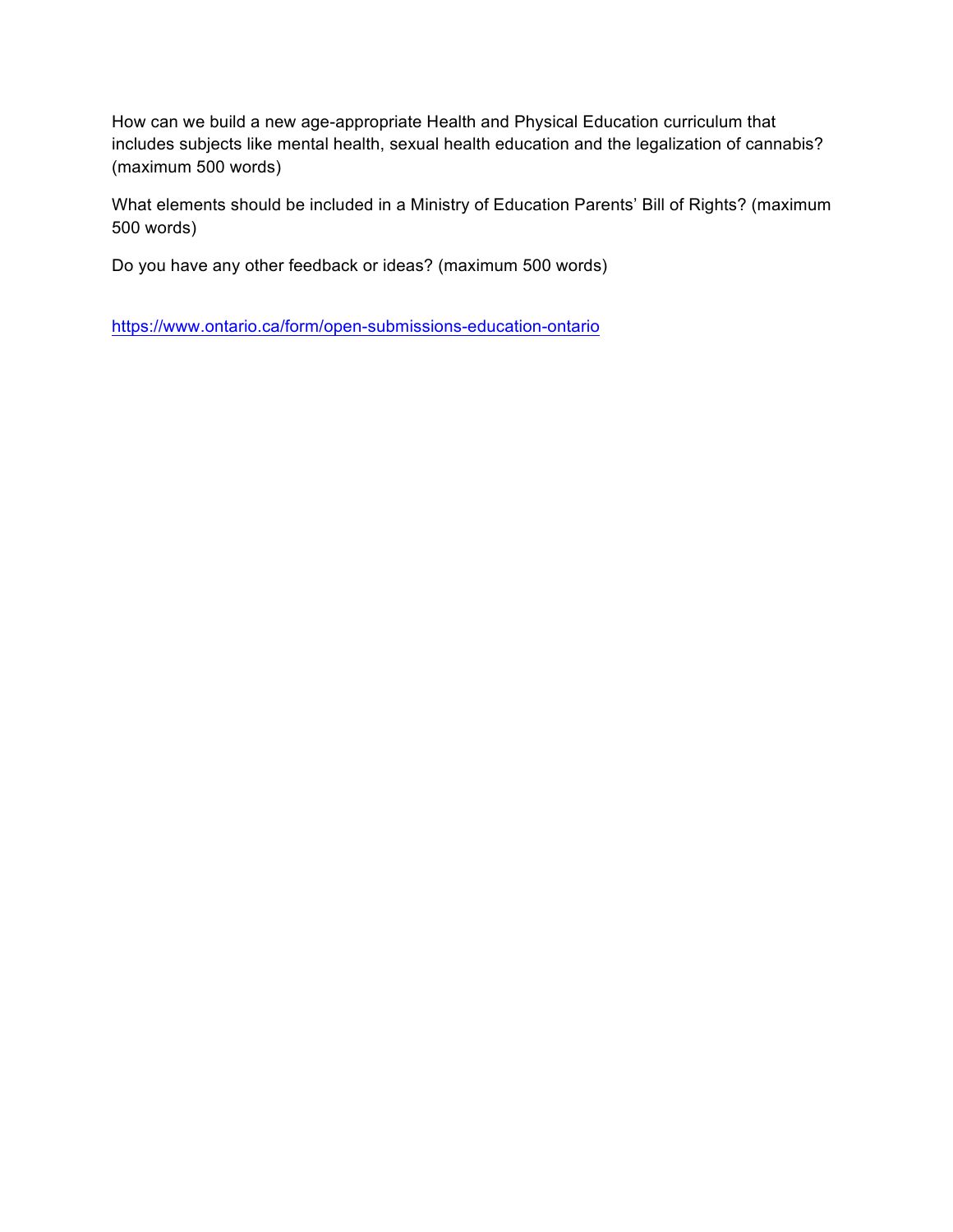How can we build a new age-appropriate Health and Physical Education curriculum that includes subjects like mental health, sexual health education and the legalization of cannabis? (maximum 500 words)

What elements should be included in a Ministry of Education Parents' Bill of Rights? (maximum 500 words)

Do you have any other feedback or ideas? (maximum 500 words)

[https://www.ontario.ca/form/open-submissions-education-ontario](https://www.ontario.ca/form/open-submissions-education-ontario)